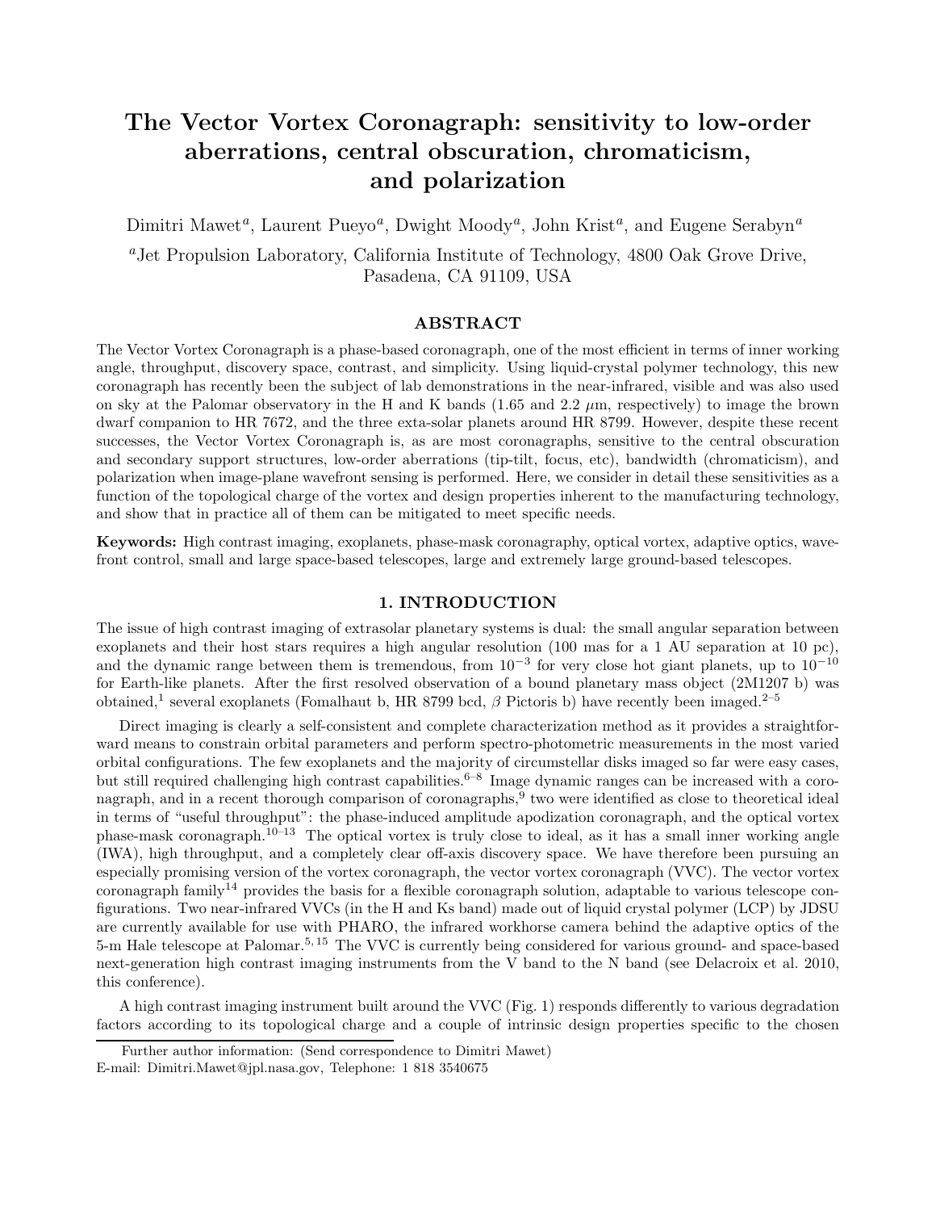# The Vector Vortex Coronagraph: sensitivity to low-order aberrations, central obscuration, chromaticism, and polarization

Dimitri Mawet[a], Laurent Pueyo[a], Dwight Moody[a], John Krist[a], and Eugene Serabyn[a]

[a]Jet Propulsion Laboratory, California Institute of Technology, 4800 Oak Grove Drive, Pasadena, CA 91109, USA

## ABSTRACT

The Vector Vortex Coronagraph is a phase-based coronagraph, one of the most efficient in terms of inner working angle, throughput, discovery space, contrast, and simplicity. Using liquid-crystal polymer technology, this new coronagraph has recently been the subject of lab demonstrations in the near-infrared, visible and was also used on sky at the Palomar observatory in the H and K bands (1.65 and 2.2 $\mu$m, respectively) to image the brown dwarf companion to HR 7672, and the three exta-solar planets around HR 8799. However, despite these recent successes, the Vector Vortex Coronagraph is, as are most coronagraphs, sensitive to the central obscuration and secondary support structures, low-order aberrations (tip-tilt, focus, etc), bandwidth (chromaticism), and polarization when image-plane wavefront sensing is performed. Here, we consider in detail these sensitivities as a function of the topological charge of the vortex and design properties inherent to the manufacturing technology, and show that in practice all of them can be mitigated to meet specific needs.

**Keywords:** High contrast imaging, exoplanets, phase-mask coronagraphy, optical vortex, adaptive optics, wavefront control, small and large space-based telescopes, large and extremely large ground-based telescopes.

## 1. INTRODUCTION

The issue of high contrast imaging of extrasolar planetary systems is dual: the small angular separation between exoplanets and their host stars requires a high angular resolution (100 mas for a 1 AU separation at 10 pc), and the dynamic range between them is tremendous, from $10^{-3}$ for very close hot giant planets, up to $10^{-10}$ for Earth-like planets. After the first resolved observation of a bound planetary mass object (2M1207 b) was obtained,[1] several exoplanets (Fomalhaut b, HR 8799 bcd, $\beta$ Pictoris b) have recently been imaged.[2–5]

Direct imaging is clearly a self-consistent and complete characterization method as it provides a straightforward means to constrain orbital parameters and perform spectro-photometric measurements in the most varied orbital configurations. The few exoplanets and the majority of circumstellar disks imaged so far were easy cases, but still required challenging high contrast capabilities.[6–8] Image dynamic ranges can be increased with a coronagraph, and in a recent thorough comparison of coronagraphs,[9] two were identified as close to theoretical ideal in terms of "useful throughput": the phase-induced amplitude apodization coronagraph, and the optical vortex phase-mask coronagraph.[10–13] The optical vortex is truly close to ideal, as it has a small inner working angle (IWA), high throughput, and a completely clear off-axis discovery space. We have therefore been pursuing an especially promising version of the vortex coronagraph, the vector vortex coronagraph (VVC). The vector vortex coronagraph family[14] provides the basis for a flexible coronagraph solution, adaptable to various telescope configurations. Two near-infrared VVCs (in the H and Ks band) made out of liquid crystal polymer (LCP) by JDSU are currently available for use with PHARO, the infrared workhorse camera behind the adaptive optics of the 5-m Hale telescope at Palomar.[5,15] The VVC is currently being considered for various ground- and space-based next-generation high contrast imaging instruments from the V band to the N band (see Delacroix et al. 2010, this conference).

A high contrast imaging instrument built around the VVC (Fig. 1) responds differently to various degradation factors according to its topological charge and a couple of intrinsic design properties specific to the chosen

Further author information: (Send correspondence to Dimitri Mawet)
E-mail: Dimitri.Mawet@jpl.nasa.gov, Telephone: 1 818 3540675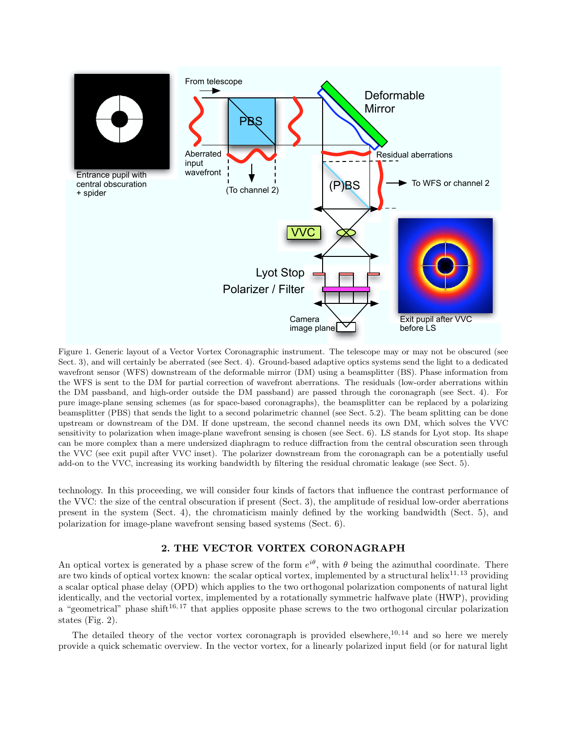Figure 1. Generic layout of a Vector Vortex Coronagraphic instrument. The telescope may or may not be obscured (see Sect. 3), and will certainly be aberrated (see Sect. 4). Ground-based adaptive optics systems send the light to a dedicated wavefront sensor (WFS) downstream of the deformable mirror (DM) using a beamsplitter (BS). Phase information from the WFS is sent to the DM for partial correction of wavefront aberrations. The residuals (low-order aberrations within the DM passband, and high-order outside the DM passband) are passed through the coronagraph (see Sect. 4). For pure image-plane sensing schemes (as for space-based coronagraphs), the beamsplitter can be replaced by a polarizing beamsplitter (PBS) that sends the light to a second polarimetric channel (see Sect. 5.2). The beam splitting can be done upstream or downstream of the DM. If done upstream, the second channel needs its own DM, which solves the VVC sensitivity to polarization when image-plane wavefront sensing is chosen (see Sect. 6). LS stands for Lyot stop. Its shape can be more complex than a mere undersized diaphragm to reduce diffraction from the central obscuration seen through the VVC (see exit pupil after VVC inset). The polarizer downstream from the coronagraph can be a potentially useful add-on to the VVC, increasing its working bandwidth by filtering the residual chromatic leakage (see Sect. 5).

technology. In this proceeding, we will consider four kinds of factors that influence the contrast performance of the VVC: the size of the central obscuration if present (Sect. 3), the amplitude of residual low-order aberrations present in the system (Sect. 4), the chromaticism mainly defined by the working bandwidth (Sect. 5), and polarization for image-plane wavefront sensing based systems (Sect. 6).

## 2. THE VECTOR VORTEX CORONAGRAPH

An optical vortex is generated by a phase screw of the form $e^{i\theta}$, with $\theta$ being the azimuthal coordinate. There are two kinds of optical vortex known: the scalar optical vortex, implemented by a structural helix[11,13] providing a scalar optical phase delay (OPD) which applies to the two orthogonal polarization components of natural light identically, and the vectorial vortex, implemented by a rotationally symmetric halfwave plate (HWP), providing a "geometrical" phase shift[16,17] that applies opposite phase screws to the two orthogonal circular polarization states (Fig. 2).

The detailed theory of the vector vortex coronagraph is provided elsewhere,[10,14] and so here we merely provide a quick schematic overview. In the vector vortex, for a linearly polarized input field (or for natural light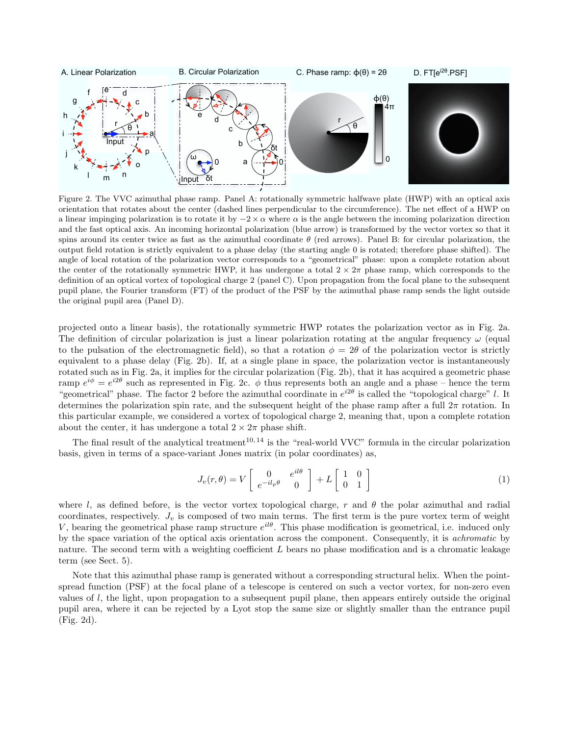Figure 2. The VVC azimuthal phase ramp. Panel A: rotationally symmetric halfwave plate (HWP) with an optical axis orientation that rotates about the center (dashed lines perpendicular to the circumference). The net effect of a HWP on a linear impinging polarization is to rotate it by $-2 \times \alpha$ where $\alpha$ is the angle between the incoming polarization direction and the fast optical axis. An incoming horizontal polarization (blue arrow) is transformed by the vector vortex so that it spins around its center twice as fast as the azimuthal coordinate $\theta$ (red arrows). Panel B: for circular polarization, the output field rotation is strictly equivalent to a phase delay (the starting angle 0 is rotated; therefore phase shifted). The angle of local rotation of the polarization vector corresponds to a "geometrical" phase: upon a complete rotation about the center of the rotationally symmetric HWP, it has undergone a total $2 \times 2\pi$ phase ramp, which corresponds to the definition of an optical vortex of topological charge 2 (panel C). Upon propagation from the focal plane to the subsequent pupil plane, the Fourier transform (FT) of the product of the PSF by the azimuthal phase ramp sends the light outside the original pupil area (Panel D).

projected onto a linear basis), the rotationally symmetric HWP rotates the polarization vector as in Fig. 2a. The definition of circular polarization is just a linear polarization rotating at the angular frequency $\omega$ (equal to the pulsation of the electromagnetic field), so that a rotation $\phi = 2\theta$ of the polarization vector is strictly equivalent to a phase delay (Fig. 2b). If, at a single plane in space, the polarization vector is instantaneously rotated such as in Fig. 2a, it implies for the circular polarization (Fig. 2b), that it has acquired a geometric phase ramp $e^{i\phi} = e^{i2\theta}$ such as represented in Fig. 2c. $\phi$ thus represents both an angle and a phase – hence the term "geometrical" phase. The factor 2 before the azimuthal coordinate in $e^{i2\theta}$ is called the "topological charge" $l$. It determines the polarization spin rate, and the subsequent height of the phase ramp after a full $2\pi$ rotation. In this particular example, we considered a vortex of topological charge 2, meaning that, upon a complete rotation about the center, it has undergone a total $2 \times 2\pi$ phase shift.

The final result of the analytical treatment[10,14] is the "real-world VVC" formula in the circular polarization basis, given in terms of a space-variant Jones matrix (in polar coordinates) as,

$$J_v(r, \theta) = V \begin{bmatrix} 0 & e^{il\theta} \\ e^{-il_p\theta} & 0 \end{bmatrix} + L \begin{bmatrix} 1 & 0 \\ 0 & 1 \end{bmatrix} \tag{1}$$

where $l$, as defined before, is the vector vortex topological charge, $r$ and $\theta$ the polar azimuthal and radial coordinates, respectively. $J_v$ is composed of two main terms. The first term is the pure vortex term of weight $V$, bearing the geometrical phase ramp structure $e^{il\theta}$. This phase modification is geometrical, i.e. induced only by the space variation of the optical axis orientation across the component. Consequently, it is *achromatic* by nature. The second term with a weighting coefficient $L$ bears no phase modification and is a chromatic leakage term (see Sect. 5).

Note that this azimuthal phase ramp is generated without a corresponding structural helix. When the point-spread function (PSF) at the focal plane of a telescope is centered on such a vector vortex, for non-zero even values of $l$, the light, upon propagation to a subsequent pupil plane, then appears entirely outside the original pupil area, where it can be rejected by a Lyot stop the same size or slightly smaller than the entrance pupil (Fig. 2d).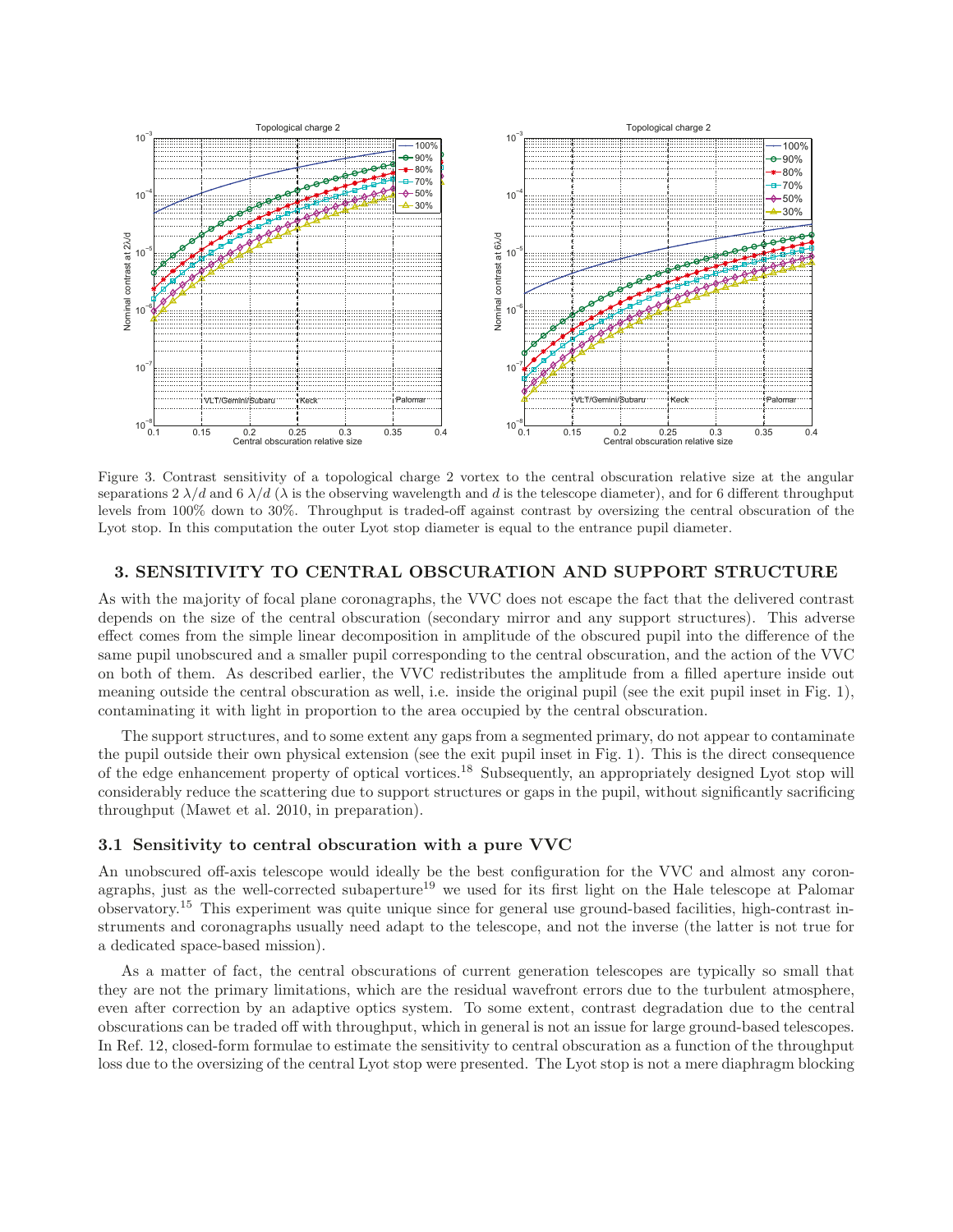Figure 3. Contrast sensitivity of a topological charge 2 vortex to the central obscuration relative size at the angular separations 2 $\lambda/d$ and 6 $\lambda/d$ ($\lambda$ is the observing wavelength and $d$ is the telescope diameter), and for 6 different throughput levels from 100% down to 30%. Throughput is traded-off against contrast by oversizing the central obscuration of the Lyot stop. In this computation the outer Lyot stop diameter is equal to the entrance pupil diameter.

## 3. SENSITIVITY TO CENTRAL OBSCURATION AND SUPPORT STRUCTURE

As with the majority of focal plane coronagraphs, the VVC does not escape the fact that the delivered contrast depends on the size of the central obscuration (secondary mirror and any support structures). This adverse effect comes from the simple linear decomposition in amplitude of the obscured pupil into the difference of the same pupil unobscured and a smaller pupil corresponding to the central obscuration, and the action of the VVC on both of them. As described earlier, the VVC redistributes the amplitude from a filled aperture inside out meaning outside the central obscuration as well, i.e. inside the original pupil (see the exit pupil inset in Fig. 1), contaminating it with light in proportion to the area occupied by the central obscuration.

The support structures, and to some extent any gaps from a segmented primary, do not appear to contaminate the pupil outside their own physical extension (see the exit pupil inset in Fig. 1). This is the direct consequence of the edge enhancement property of optical vortices.[18] Subsequently, an appropriately designed Lyot stop will considerably reduce the scattering due to support structures or gaps in the pupil, without significantly sacrificing throughput (Mawet et al. 2010, in preparation).

### 3.1 Sensitivity to central obscuration with a pure VVC

An unobscured off-axis telescope would ideally be the best configuration for the VVC and almost any coronagraphs, just as the well-corrected subaperture[19] we used for its first light on the Hale telescope at Palomar observatory.[15] This experiment was quite unique since for general use ground-based facilities, high-contrast instruments and coronagraphs usually need adapt to the telescope, and not the inverse (the latter is not true for a dedicated space-based mission).

As a matter of fact, the central obscurations of current generation telescopes are typically so small that they are not the primary limitations, which are the residual wavefront errors due to the turbulent atmosphere, even after correction by an adaptive optics system. To some extent, contrast degradation due to the central obscurations can be traded off with throughput, which in general is not an issue for large ground-based telescopes. In Ref. 12, closed-form formulae to estimate the sensitivity to central obscuration as a function of the throughput loss due to the oversizing of the central Lyot stop were presented. The Lyot stop is not a mere diaphragm blocking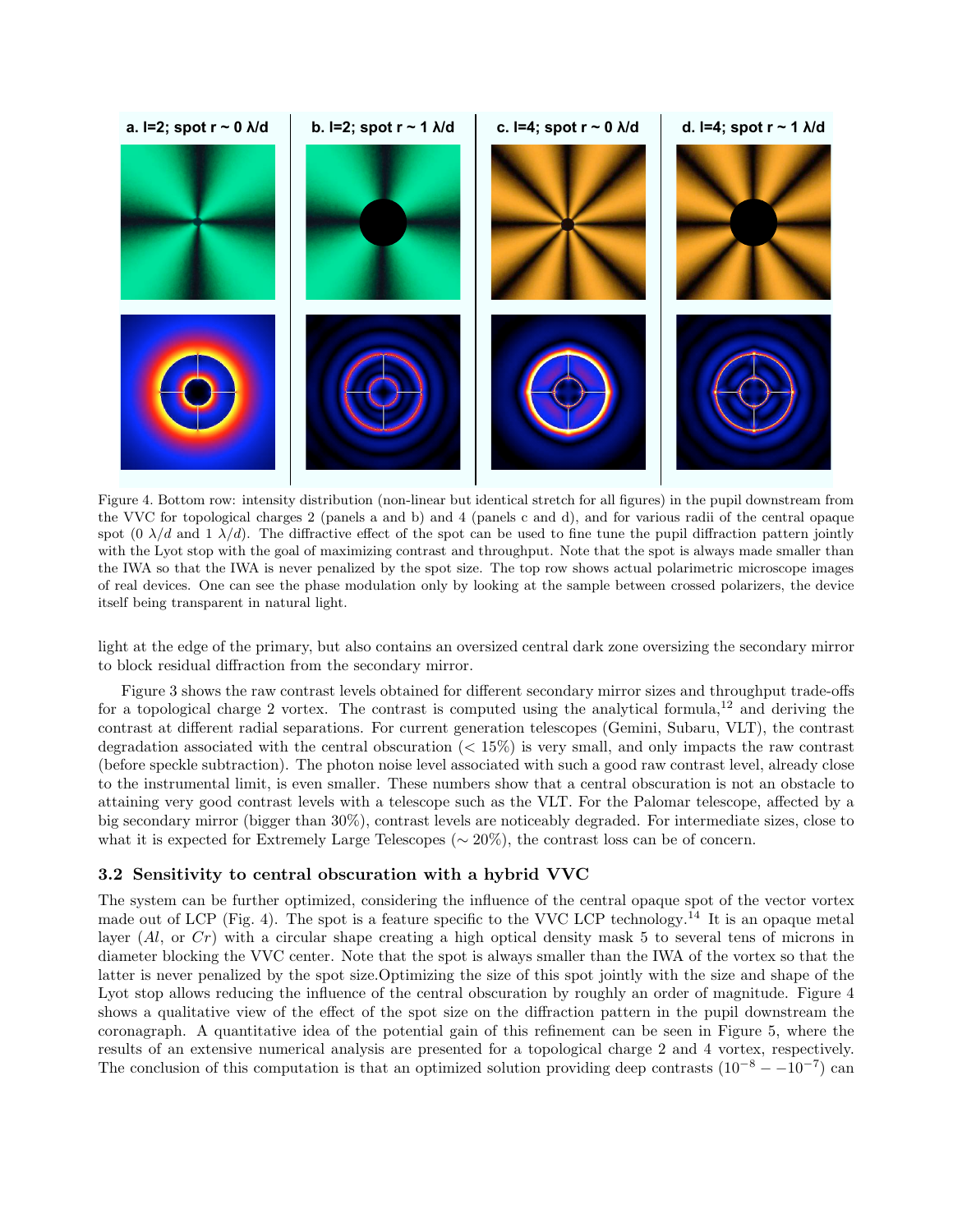a. l=2; spot r ~ 0 λ/d b. l=2; spot r ~ 1 λ/d c. l=4; spot r ~ 0 λ/d d. l=4; spot r ~ 1 λ/d

Figure 4. Bottom row: intensity distribution (non-linear but identical stretch for all figures) in the pupil downstream from the VVC for topological charges 2 (panels a and b) and 4 (panels c and d), and for various radii of the central opaque spot (0 $\lambda/d$ and 1 $\lambda/d$). The diffractive effect of the spot can be used to fine tune the pupil diffraction pattern jointly with the Lyot stop with the goal of maximizing contrast and throughput. Note that the spot is always made smaller than the IWA so that the IWA is never penalized by the spot size. The top row shows actual polarimetric microscope images of real devices. One can see the phase modulation only by looking at the sample between crossed polarizers, the device itself being transparent in natural light.

light at the edge of the primary, but also contains an oversized central dark zone oversizing the secondary mirror to block residual diffraction from the secondary mirror.

Figure 3 shows the raw contrast levels obtained for different secondary mirror sizes and throughput trade-offs for a topological charge 2 vortex. The contrast is computed using the analytical formula,[12] and deriving the contrast at different radial separations. For current generation telescopes (Gemini, Subaru, VLT), the contrast degradation associated with the central obscuration (< 15%) is very small, and only impacts the raw contrast (before speckle subtraction). The photon noise level associated with such a good raw contrast level, already close to the instrumental limit, is even smaller. These numbers show that a central obscuration is not an obstacle to attaining very good contrast levels with a telescope such as the VLT. For the Palomar telescope, affected by a big secondary mirror (bigger than 30%), contrast levels are noticeably degraded. For intermediate sizes, close to what it is expected for Extremely Large Telescopes (~ 20%), the contrast loss can be of concern.

### 3.2 Sensitivity to central obscuration with a hybrid VVC

The system can be further optimized, considering the influence of the central opaque spot of the vector vortex made out of LCP (Fig. 4). The spot is a feature specific to the VVC LCP technology.[14] It is an opaque metal layer ($Al$, or $Cr$) with a circular shape creating a high optical density mask 5 to several tens of microns in diameter blocking the VVC center. Note that the spot is always smaller than the IWA of the vortex so that the latter is never penalized by the spot size.Optimizing the size of this spot jointly with the size and shape of the Lyot stop allows reducing the influence of the central obscuration by roughly an order of magnitude. Figure 4 shows a qualitative view of the effect of the spot size on the diffraction pattern in the pupil downstream the coronagraph. A quantitative idea of the potential gain of this refinement can be seen in Figure 5, where the results of an extensive numerical analysis are presented for a topological charge 2 and 4 vortex, respectively. The conclusion of this computation is that an optimized solution providing deep contrasts ($10^{-8} - -10^{-7}$) can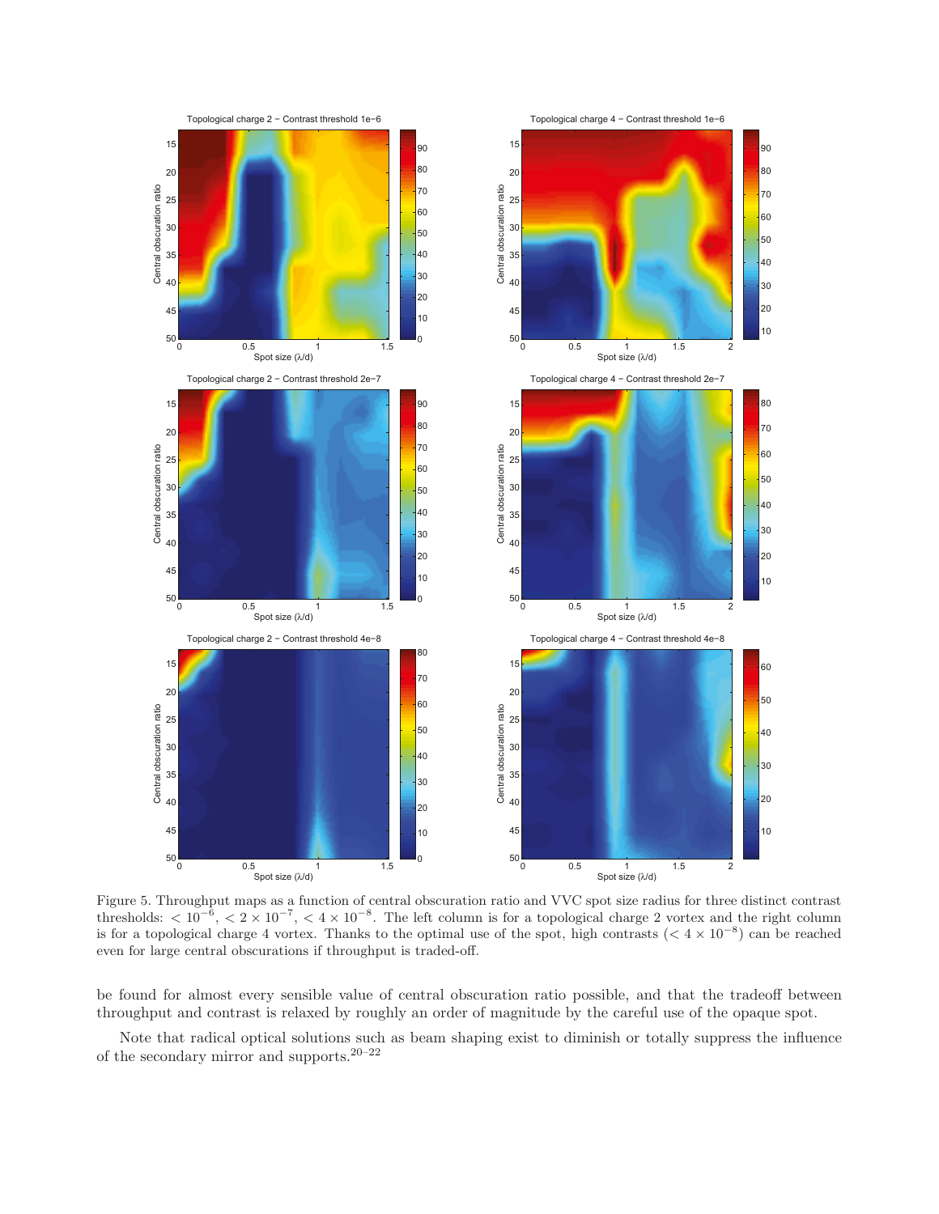Figure 5. Throughput maps as a function of central obscuration ratio and VVC spot size radius for three distinct contrast thresholds: $< 10^{-6}$, $< 2 \times 10^{-7}$, $< 4 \times 10^{-8}$. The left column is for a topological charge 2 vortex and the right column is for a topological charge 4 vortex. Thanks to the optimal use of the spot, high contrasts ($< 4 \times 10^{-8}$) can be reached even for large central obscurations if throughput is traded-off.

be found for almost every sensible value of central obscuration ratio possible, and that the tradeoff between throughput and contrast is relaxed by roughly an order of magnitude by the careful use of the opaque spot.

Note that radical optical solutions such as beam shaping exist to diminish or totally suppress the influence of the secondary mirror and supports.[20–22]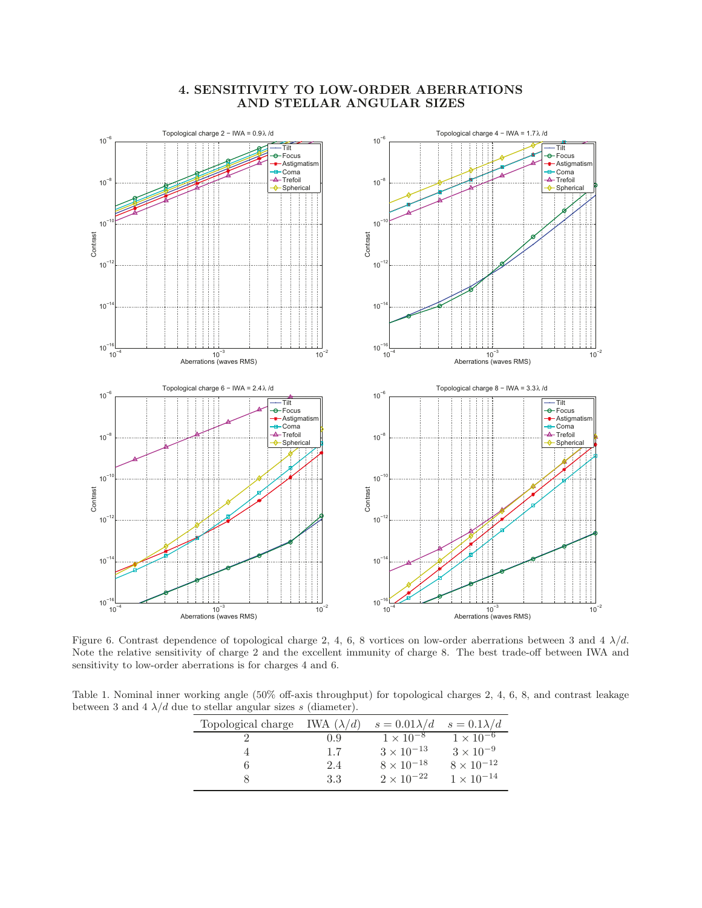## 4. SENSITIVITY TO LOW-ORDER ABERRATIONS AND STELLAR ANGULAR SIZES

Figure 6. Contrast dependence of topological charge 2, 4, 6, 8 vortices on low-order aberrations between 3 and 4 $\lambda/d$. Note the relative sensitivity of charge 2 and the excellent immunity of charge 8. The best trade-off between IWA and sensitivity to low-order aberrations is for charges 4 and 6.

Table 1. Nominal inner working angle (50% off-axis throughput) for topological charges 2, 4, 6, 8, and contrast leakage between 3 and 4 $\lambda/d$ due to stellar angular sizes $s$ (diameter).

| Topological charge | IWA ($\lambda/d$) | $s = 0.01\lambda/d$ | $s = 0.1\lambda/d$ |
|---|---|---|---|
| 2 | 0.9 | $1 \times 10^{-8}$ | $1 \times 10^{-6}$ |
| 4 | 1.7 | $3 \times 10^{-13}$ | $3 \times 10^{-9}$ |
| 6 | 2.4 | $8 \times 10^{-18}$ | $8 \times 10^{-12}$ |
| 8 | 3.3 | $2 \times 10^{-22}$ | $1 \times 10^{-14}$ |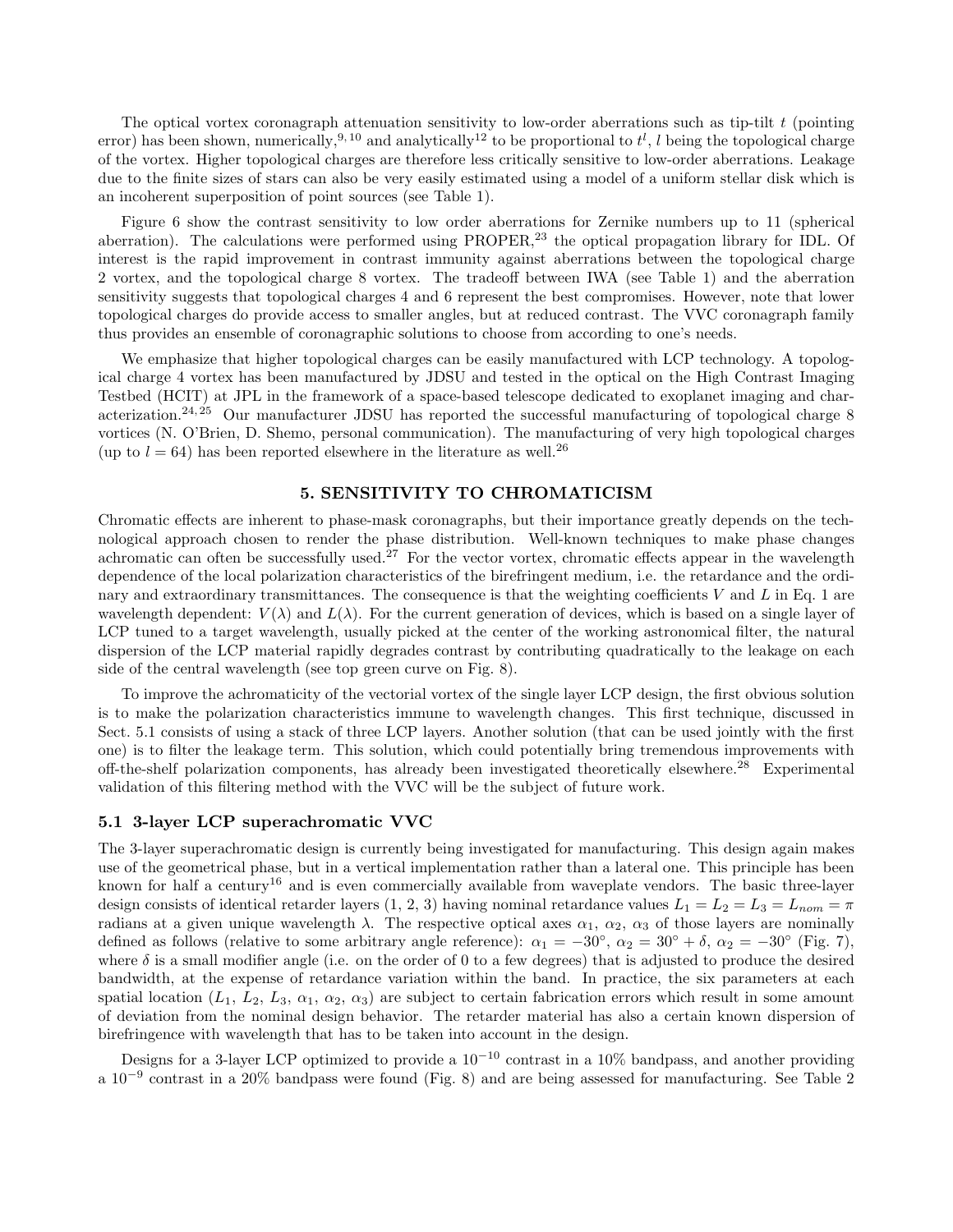The optical vortex coronagraph attenuation sensitivity to low-order aberrations such as tip-tilt $t$ (pointing error) has been shown, numerically,[9,10] and analytically[12] to be proportional to $t^l$, $l$ being the topological charge of the vortex. Higher topological charges are therefore less critically sensitive to low-order aberrations. Leakage due to the finite sizes of stars can also be very easily estimated using a model of a uniform stellar disk which is an incoherent superposition of point sources (see Table 1).

Figure 6 show the contrast sensitivity to low order aberrations for Zernike numbers up to 11 (spherical aberration). The calculations were performed using PROPER,[23] the optical propagation library for IDL. Of interest is the rapid improvement in contrast immunity against aberrations between the topological charge 2 vortex, and the topological charge 8 vortex. The tradeoff between IWA (see Table 1) and the aberration sensitivity suggests that topological charges 4 and 6 represent the best compromises. However, note that lower topological charges do provide access to smaller angles, but at reduced contrast. The VVC coronagraph family thus provides an ensemble of coronagraphic solutions to choose from according to one's needs.

We emphasize that higher topological charges can be easily manufactured with LCP technology. A topological charge 4 vortex has been manufactured by JDSU and tested in the optical on the High Contrast Imaging Testbed (HCIT) at JPL in the framework of a space-based telescope dedicated to exoplanet imaging and characterization.[24,25] Our manufacturer JDSU has reported the successful manufacturing of topological charge 8 vortices (N. O'Brien, D. Shemo, personal communication). The manufacturing of very high topological charges (up to $l = 64$) has been reported elsewhere in the literature as well.[26]

## 5. SENSITIVITY TO CHROMATICISM

Chromatic effects are inherent to phase-mask coronagraphs, but their importance greatly depends on the technological approach chosen to render the phase distribution. Well-known techniques to make phase changes achromatic can often be successfully used.[27] For the vector vortex, chromatic effects appear in the wavelength dependence of the local polarization characteristics of the birefringent medium, i.e. the retardance and the ordinary and extraordinary transmittances. The consequence is that the weighting coefficients $V$ and $L$ in Eq. 1 are wavelength dependent: $V(\lambda)$ and $L(\lambda)$. For the current generation of devices, which is based on a single layer of LCP tuned to a target wavelength, usually picked at the center of the working astronomical filter, the natural dispersion of the LCP material rapidly degrades contrast by contributing quadratically to the leakage on each side of the central wavelength (see top green curve on Fig. 8).

To improve the achromaticity of the vectorial vortex of the single layer LCP design, the first obvious solution is to make the polarization characteristics immune to wavelength changes. This first technique, discussed in Sect. 5.1 consists of using a stack of three LCP layers. Another solution (that can be used jointly with the first one) is to filter the leakage term. This solution, which could potentially bring tremendous improvements with off-the-shelf polarization components, has already been investigated theoretically elsewhere.[28] Experimental validation of this filtering method with the VVC will be the subject of future work.

### 5.1 3-layer LCP superachromatic VVC

The 3-layer superachromatic design is currently being investigated for manufacturing. This design again makes use of the geometrical phase, but in a vertical implementation rather than a lateral one. This principle has been known for half a century[16] and is even commercially available from waveplate vendors. The basic three-layer design consists of identical retarder layers (1, 2, 3) having nominal retardance values $L_1 = L_2 = L_3 = L_{nom} = \pi$ radians at a given unique wavelength $\lambda$. The respective optical axes $\alpha_1$, $\alpha_2$, $\alpha_3$ of those layers are nominally defined as follows (relative to some arbitrary angle reference): $\alpha_1 = -30°$, $\alpha_2 = 30° + \delta$, $\alpha_2 = -30°$ (Fig. 7), where $\delta$ is a small modifier angle (i.e. on the order of 0 to a few degrees) that is adjusted to produce the desired bandwidth, at the expense of retardance variation within the band. In practice, the six parameters at each spatial location ($L_1$, $L_2$, $L_3$, $\alpha_1$, $\alpha_2$, $\alpha_3$) are subject to certain fabrication errors which result in some amount of deviation from the nominal design behavior. The retarder material has also a certain known dispersion of birefringence with wavelength that has to be taken into account in the design.

Designs for a 3-layer LCP optimized to provide a $10^{-10}$ contrast in a 10% bandpass, and another providing a $10^{-9}$ contrast in a 20% bandpass were found (Fig. 8) and are being assessed for manufacturing. See Table 2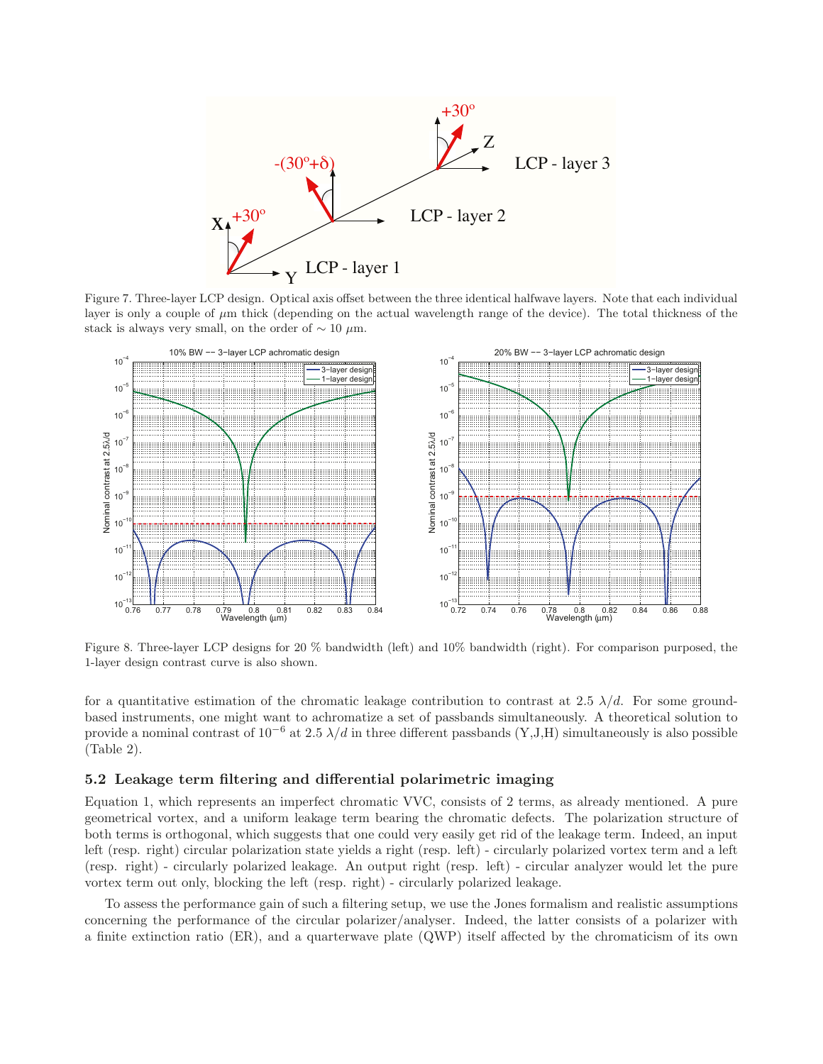Figure 7. Three-layer LCP design. Optical axis offset between the three identical halfwave layers. Note that each individual layer is only a couple of $\mu$m thick (depending on the actual wavelength range of the device). The total thickness of the stack is always very small, on the order of $\sim 10$ $\mu$m.

Figure 8. Three-layer LCP designs for 20 % bandwidth (left) and 10% bandwidth (right). For comparison purposed, the 1-layer design contrast curve is also shown.

for a quantitative estimation of the chromatic leakage contribution to contrast at 2.5 $\lambda/d$. For some ground-based instruments, one might want to achromatize a set of passbands simultaneously. A theoretical solution to provide a nominal contrast of $10^{-6}$ at 2.5 $\lambda/d$ in three different passbands (Y,J,H) simultaneously is also possible (Table 2).

### 5.2 Leakage term filtering and differential polarimetric imaging

Equation 1, which represents an imperfect chromatic VVC, consists of 2 terms, as already mentioned. A pure geometrical vortex, and a uniform leakage term bearing the chromatic defects. The polarization structure of both terms is orthogonal, which suggests that one could very easily get rid of the leakage term. Indeed, an input left (resp. right) circular polarization state yields a right (resp. left) - circularly polarized vortex term and a left (resp. right) - circularly polarized leakage. An output right (resp. left) - circular analyzer would let the pure vortex term out only, blocking the left (resp. right) - circularly polarized leakage.

To assess the performance gain of such a filtering setup, we use the Jones formalism and realistic assumptions concerning the performance of the circular polarizer/analyser. Indeed, the latter consists of a polarizer with a finite extinction ratio (ER), and a quarterwave plate (QWP) itself affected by the chromaticism of its own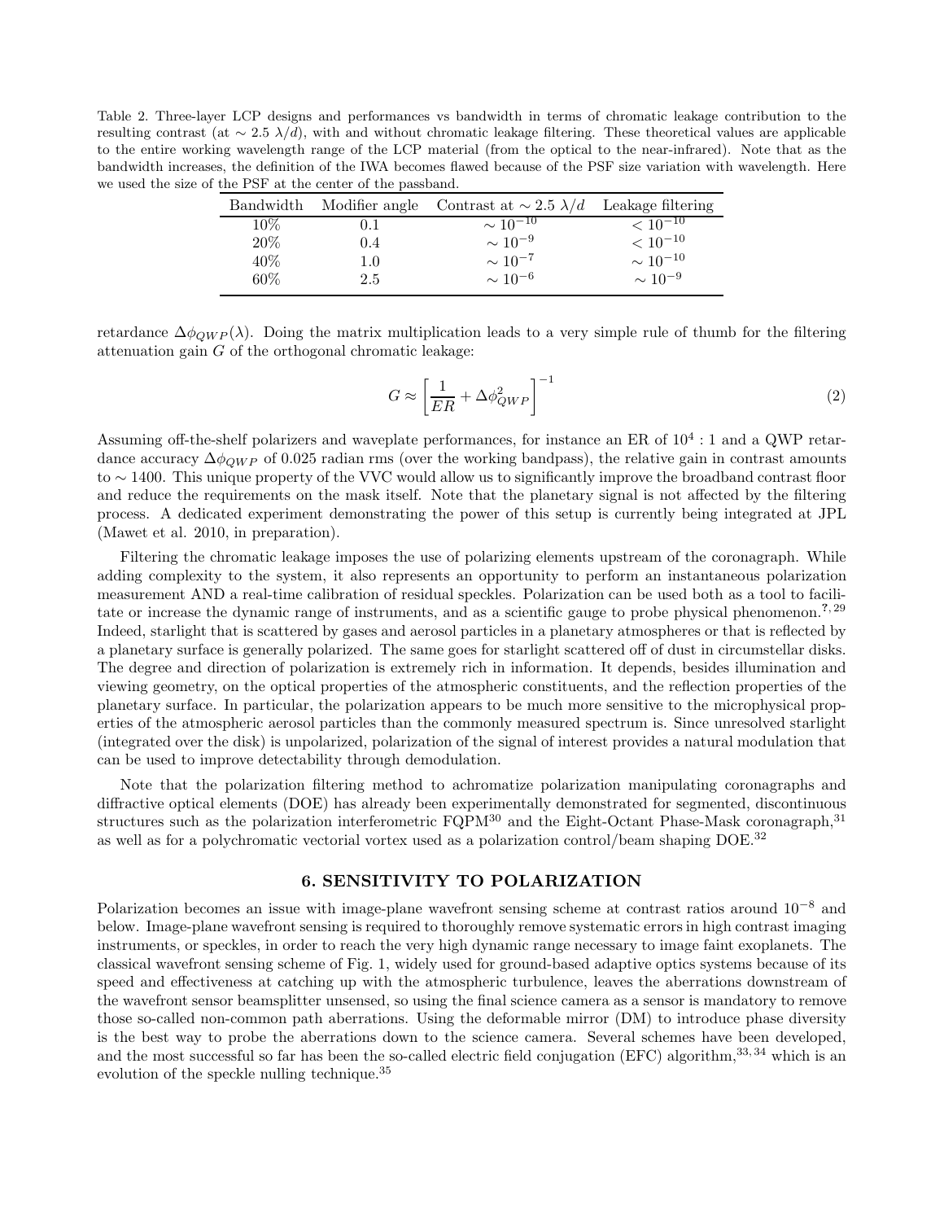Table 2. Three-layer LCP designs and performances vs bandwidth in terms of chromatic leakage contribution to the resulting contrast (at $\sim 2.5\ \lambda/d$), with and without chromatic leakage filtering. These theoretical values are applicable to the entire working wavelength range of the LCP material (from the optical to the near-infrared). Note that as the bandwidth increases, the definition of the IWA becomes flawed because of the PSF size variation with wavelength. Here we used the size of the PSF at the center of the passband.

| Bandwidth | Modifier angle | Contrast at $\sim 2.5\ \lambda/d$ | Leakage filtering |
|---|---|---|---|
| 10% | 0.1 | $\sim 10^{-10}$ | $< 10^{-10}$ |
| 20% | 0.4 | $\sim 10^{-9}$ | $< 10^{-10}$ |
| 40% | 1.0 | $\sim 10^{-7}$ | $\sim 10^{-10}$ |
| 60% | 2.5 | $\sim 10^{-6}$ | $\sim 10^{-9}$ |

retardance $\Delta\phi_{QWP}(\lambda)$. Doing the matrix multiplication leads to a very simple rule of thumb for the filtering attenuation gain $G$ of the orthogonal chromatic leakage:

$$G \approx \left[\frac{1}{ER} + \Delta\phi_{QWP}^2\right]^{-1} \tag{2}$$

Assuming off-the-shelf polarizers and waveplate performances, for instance an ER of $10^4 : 1$ and a QWP retardance accuracy $\Delta\phi_{QWP}$ of 0.025 radian rms (over the working bandpass), the relative gain in contrast amounts to $\sim 1400$. This unique property of the VVC would allow us to significantly improve the broadband contrast floor and reduce the requirements on the mask itself. Note that the planetary signal is not affected by the filtering process. A dedicated experiment demonstrating the power of this setup is currently being integrated at JPL (Mawet et al. 2010, in preparation).

Filtering the chromatic leakage imposes the use of polarizing elements upstream of the coronagraph. While adding complexity to the system, it also represents an opportunity to perform an instantaneous polarization measurement AND a real-time calibration of residual speckles. Polarization can be used both as a tool to facilitate or increase the dynamic range of instruments, and as a scientific gauge to probe physical phenomenon.[?, 29] Indeed, starlight that is scattered by gases and aerosol particles in a planetary atmospheres or that is reflected by a planetary surface is generally polarized. The same goes for starlight scattered off of dust in circumstellar disks. The degree and direction of polarization is extremely rich in information. It depends, besides illumination and viewing geometry, on the optical properties of the atmospheric constituents, and the reflection properties of the planetary surface. In particular, the polarization appears to be much more sensitive to the microphysical properties of the atmospheric aerosol particles than the commonly measured spectrum is. Since unresolved starlight (integrated over the disk) is unpolarized, polarization of the signal of interest provides a natural modulation that can be used to improve detectability through demodulation.

Note that the polarization filtering method to achromatize polarization manipulating coronagraphs and diffractive optical elements (DOE) has already been experimentally demonstrated for segmented, discontinuous structures such as the polarization interferometric FQPM[30] and the Eight-Octant Phase-Mask coronagraph,[31] as well as for a polychromatic vectorial vortex used as a polarization control/beam shaping DOE.[32]

## 6. SENSITIVITY TO POLARIZATION

Polarization becomes an issue with image-plane wavefront sensing scheme at contrast ratios around $10^{-8}$ and below. Image-plane wavefront sensing is required to thoroughly remove systematic errors in high contrast imaging instruments, or speckles, in order to reach the very high dynamic range necessary to image faint exoplanets. The classical wavefront sensing scheme of Fig. 1, widely used for ground-based adaptive optics systems because of its speed and effectiveness at catching up with the atmospheric turbulence, leaves the aberrations downstream of the wavefront sensor beamsplitter unsensed, so using the final science camera as a sensor is mandatory to remove those so-called non-common path aberrations. Using the deformable mirror (DM) to introduce phase diversity is the best way to probe the aberrations down to the science camera. Several schemes have been developed, and the most successful so far has been the so-called electric field conjugation (EFC) algorithm,[33, 34] which is an evolution of the speckle nulling technique.[35]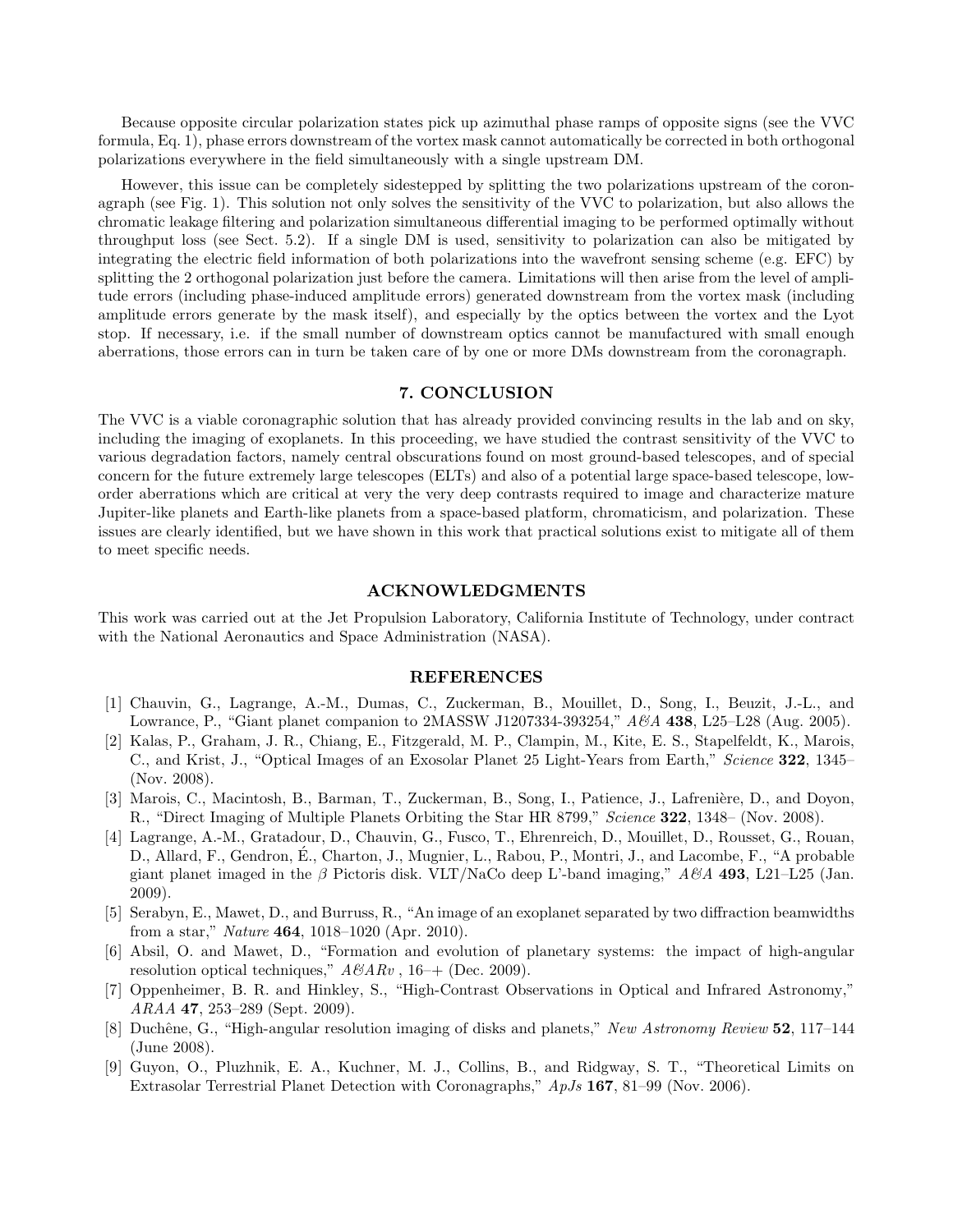Because opposite circular polarization states pick up azimuthal phase ramps of opposite signs (see the VVC formula, Eq. 1), phase errors downstream of the vortex mask cannot automatically be corrected in both orthogonal polarizations everywhere in the field simultaneously with a single upstream DM.

However, this issue can be completely sidestepped by splitting the two polarizations upstream of the coronagraph (see Fig. 1). This solution not only solves the sensitivity of the VVC to polarization, but also allows the chromatic leakage filtering and polarization simultaneous differential imaging to be performed optimally without throughput loss (see Sect. 5.2). If a single DM is used, sensitivity to polarization can also be mitigated by integrating the electric field information of both polarizations into the wavefront sensing scheme (e.g. EFC) by splitting the 2 orthogonal polarization just before the camera. Limitations will then arise from the level of amplitude errors (including phase-induced amplitude errors) generated downstream from the vortex mask (including amplitude errors generate by the mask itself), and especially by the optics between the vortex and the Lyot stop. If necessary, i.e. if the small number of downstream optics cannot be manufactured with small enough aberrations, those errors can in turn be taken care of by one or more DMs downstream from the coronagraph.

## 7. CONCLUSION

The VVC is a viable coronagraphic solution that has already provided convincing results in the lab and on sky, including the imaging of exoplanets. In this proceeding, we have studied the contrast sensitivity of the VVC to various degradation factors, namely central obscurations found on most ground-based telescopes, and of special concern for the future extremely large telescopes (ELTs) and also of a potential large space-based telescope, low-order aberrations which are critical at very the very deep contrasts required to image and characterize mature Jupiter-like planets and Earth-like planets from a space-based platform, chromaticism, and polarization. These issues are clearly identified, but we have shown in this work that practical solutions exist to mitigate all of them to meet specific needs.

## ACKNOWLEDGMENTS

This work was carried out at the Jet Propulsion Laboratory, California Institute of Technology, under contract with the National Aeronautics and Space Administration (NASA).

## REFERENCES

[1] Chauvin, G., Lagrange, A.-M., Dumas, C., Zuckerman, B., Mouillet, D., Song, I., Beuzit, J.-L., and Lowrance, P., "Giant planet companion to 2MASSW J1207334-393254," *A&A* **438**, L25–L28 (Aug. 2005).

[2] Kalas, P., Graham, J. R., Chiang, E., Fitzgerald, M. P., Clampin, M., Kite, E. S., Stapelfeldt, K., Marois, C., and Krist, J., "Optical Images of an Exosolar Planet 25 Light-Years from Earth," *Science* **322**, 1345– (Nov. 2008).

[3] Marois, C., Macintosh, B., Barman, T., Zuckerman, B., Song, I., Patience, J., Lafrenière, D., and Doyon, R., "Direct Imaging of Multiple Planets Orbiting the Star HR 8799," *Science* **322**, 1348– (Nov. 2008).

[4] Lagrange, A.-M., Gratadour, D., Chauvin, G., Fusco, T., Ehrenreich, D., Mouillet, D., Rousset, G., Rouan, D., Allard, F., Gendron, É., Charton, J., Mugnier, L., Rabou, P., Montri, J., and Lacombe, F., "A probable giant planet imaged in the $\beta$ Pictoris disk. VLT/NaCo deep L'-band imaging," *A&A* **493**, L21–L25 (Jan. 2009).

[5] Serabyn, E., Mawet, D., and Burruss, R., "An image of an exoplanet separated by two diffraction beamwidths from a star," *Nature* **464**, 1018–1020 (Apr. 2010).

[6] Absil, O. and Mawet, D., "Formation and evolution of planetary systems: the impact of high-angular resolution optical techniques," *A&ARv* , 16–+ (Dec. 2009).

[7] Oppenheimer, B. R. and Hinkley, S., "High-Contrast Observations in Optical and Infrared Astronomy," *ARAA* **47**, 253–289 (Sept. 2009).

[8] Duchêne, G., "High-angular resolution imaging of disks and planets," *New Astronomy Review* **52**, 117–144 (June 2008).

[9] Guyon, O., Pluzhnik, E. A., Kuchner, M. J., Collins, B., and Ridgway, S. T., "Theoretical Limits on Extrasolar Terrestrial Planet Detection with Coronagraphs," *ApJs* **167**, 81–99 (Nov. 2006).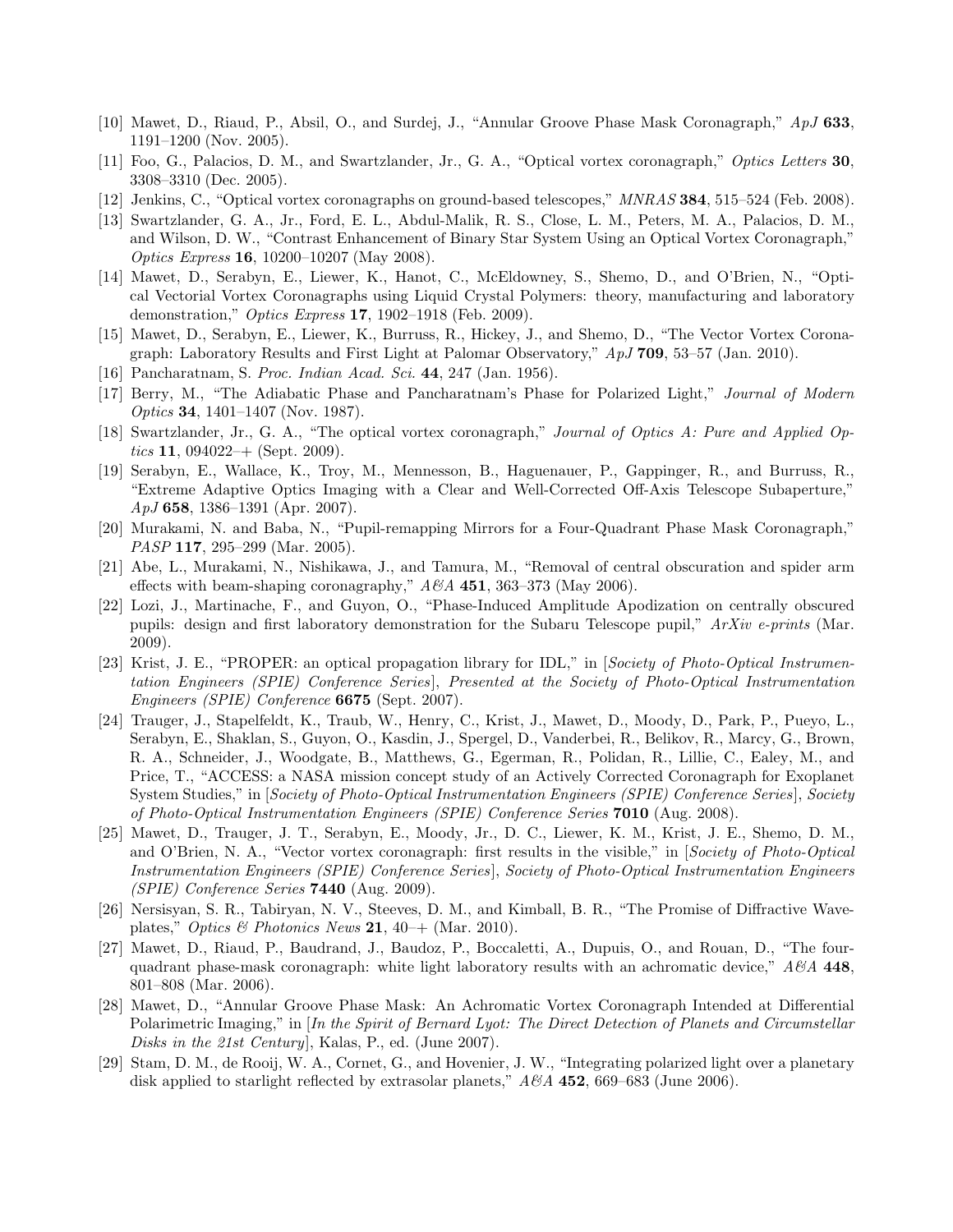[10] Mawet, D., Riaud, P., Absil, O., and Surdej, J., "Annular Groove Phase Mask Coronagraph," *ApJ* **633**, 1191–1200 (Nov. 2005).

[11] Foo, G., Palacios, D. M., and Swartzlander, Jr., G. A., "Optical vortex coronagraph," *Optics Letters* **30**, 3308–3310 (Dec. 2005).

[12] Jenkins, C., "Optical vortex coronagraphs on ground-based telescopes," *MNRAS* **384**, 515–524 (Feb. 2008).

[13] Swartzlander, G. A., Jr., Ford, E. L., Abdul-Malik, R. S., Close, L. M., Peters, M. A., Palacios, D. M., and Wilson, D. W., "Contrast Enhancement of Binary Star System Using an Optical Vortex Coronagraph," *Optics Express* **16**, 10200–10207 (May 2008).

[14] Mawet, D., Serabyn, E., Liewer, K., Hanot, C., McEldowney, S., Shemo, D., and O'Brien, N., "Optical Vectorial Vortex Coronagraphs using Liquid Crystal Polymers: theory, manufacturing and laboratory demonstration," *Optics Express* **17**, 1902–1918 (Feb. 2009).

[15] Mawet, D., Serabyn, E., Liewer, K., Burruss, R., Hickey, J., and Shemo, D., "The Vector Vortex Coronagraph: Laboratory Results and First Light at Palomar Observatory," *ApJ* **709**, 53–57 (Jan. 2010).

[16] Pancharatnam, S. *Proc. Indian Acad. Sci.* **44**, 247 (Jan. 1956).

[17] Berry, M., "The Adiabatic Phase and Pancharatnam's Phase for Polarized Light," *Journal of Modern Optics* **34**, 1401–1407 (Nov. 1987).

[18] Swartzlander, Jr., G. A., "The optical vortex coronagraph," *Journal of Optics A: Pure and Applied Optics* **11**, 094022–+ (Sept. 2009).

[19] Serabyn, E., Wallace, K., Troy, M., Mennesson, B., Haguenauer, P., Gappinger, R., and Burruss, R., "Extreme Adaptive Optics Imaging with a Clear and Well-Corrected Off-Axis Telescope Subaperture," *ApJ* **658**, 1386–1391 (Apr. 2007).

[20] Murakami, N. and Baba, N., "Pupil-remapping Mirrors for a Four-Quadrant Phase Mask Coronagraph," *PASP* **117**, 295–299 (Mar. 2005).

[21] Abe, L., Murakami, N., Nishikawa, J., and Tamura, M., "Removal of central obscuration and spider arm effects with beam-shaping coronagraphy," *A&A* **451**, 363–373 (May 2006).

[22] Lozi, J., Martinache, F., and Guyon, O., "Phase-Induced Amplitude Apodization on centrally obscured pupils: design and first laboratory demonstration for the Subaru Telescope pupil," *ArXiv e-prints* (Mar. 2009).

[23] Krist, J. E., "PROPER: an optical propagation library for IDL," in [*Society of Photo-Optical Instrumentation Engineers (SPIE) Conference Series*], *Presented at the Society of Photo-Optical Instrumentation Engineers (SPIE) Conference* **6675** (Sept. 2007).

[24] Trauger, J., Stapelfeldt, K., Traub, W., Henry, C., Krist, J., Mawet, D., Moody, D., Park, P., Pueyo, L., Serabyn, E., Shaklan, S., Guyon, O., Kasdin, J., Spergel, D., Vanderbei, R., Belikov, R., Marcy, G., Brown, R. A., Schneider, J., Woodgate, B., Matthews, G., Egerman, R., Polidan, R., Lillie, C., Ealey, M., and Price, T., "ACCESS: a NASA mission concept study of an Actively Corrected Coronagraph for Exoplanet System Studies," in [*Society of Photo-Optical Instrumentation Engineers (SPIE) Conference Series*], *Society of Photo-Optical Instrumentation Engineers (SPIE) Conference Series* **7010** (Aug. 2008).

[25] Mawet, D., Trauger, J. T., Serabyn, E., Moody, Jr., D. C., Liewer, K. M., Krist, J. E., Shemo, D. M., and O'Brien, N. A., "Vector vortex coronagraph: first results in the visible," in [*Society of Photo-Optical Instrumentation Engineers (SPIE) Conference Series*], *Society of Photo-Optical Instrumentation Engineers (SPIE) Conference Series* **7440** (Aug. 2009).

[26] Nersisyan, S. R., Tabiryan, N. V., Steeves, D. M., and Kimball, B. R., "The Promise of Diffractive Waveplates," *Optics & Photonics News* **21**, 40–+ (Mar. 2010).

[27] Mawet, D., Riaud, P., Baudrand, J., Baudoz, P., Boccaletti, A., Dupuis, O., and Rouan, D., "The four-quadrant phase-mask coronagraph: white light laboratory results with an achromatic device," *A&A* **448**, 801–808 (Mar. 2006).

[28] Mawet, D., "Annular Groove Phase Mask: An Achromatic Vortex Coronagraph Intended at Differential Polarimetric Imaging," in [*In the Spirit of Bernard Lyot: The Direct Detection of Planets and Circumstellar Disks in the 21st Century*], Kalas, P., ed. (June 2007).

[29] Stam, D. M., de Rooij, W. A., Cornet, G., and Hovenier, J. W., "Integrating polarized light over a planetary disk applied to starlight reflected by extrasolar planets," *A&A* **452**, 669–683 (June 2006).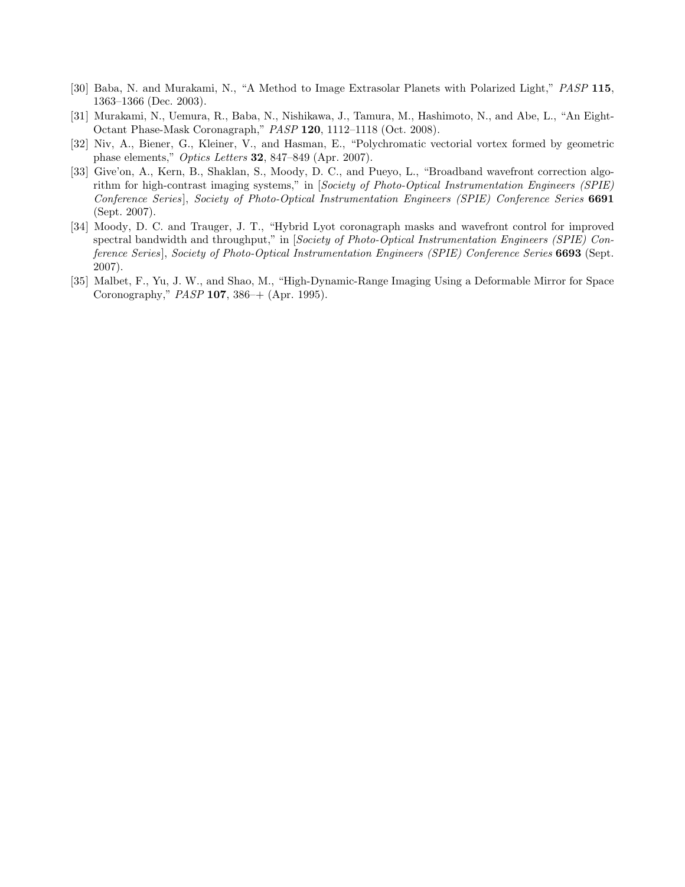[30] Baba, N. and Murakami, N., "A Method to Image Extrasolar Planets with Polarized Light," *PASP* **115**, 1363–1366 (Dec. 2003).

[31] Murakami, N., Uemura, R., Baba, N., Nishikawa, J., Tamura, M., Hashimoto, N., and Abe, L., "An Eight-Octant Phase-Mask Coronagraph," *PASP* **120**, 1112–1118 (Oct. 2008).

[32] Niv, A., Biener, G., Kleiner, V., and Hasman, E., "Polychromatic vectorial vortex formed by geometric phase elements," *Optics Letters* **32**, 847–849 (Apr. 2007).

[33] Give'on, A., Kern, B., Shaklan, S., Moody, D. C., and Pueyo, L., "Broadband wavefront correction algorithm for high-contrast imaging systems," in [*Society of Photo-Optical Instrumentation Engineers (SPIE) Conference Series*], *Society of Photo-Optical Instrumentation Engineers (SPIE) Conference Series* **6691** (Sept. 2007).

[34] Moody, D. C. and Trauger, J. T., "Hybrid Lyot coronagraph masks and wavefront control for improved spectral bandwidth and throughput," in [*Society of Photo-Optical Instrumentation Engineers (SPIE) Conference Series*], *Society of Photo-Optical Instrumentation Engineers (SPIE) Conference Series* **6693** (Sept. 2007).

[35] Malbet, F., Yu, J. W., and Shao, M., "High-Dynamic-Range Imaging Using a Deformable Mirror for Space Coronography," *PASP* **107**, 386–+ (Apr. 1995).